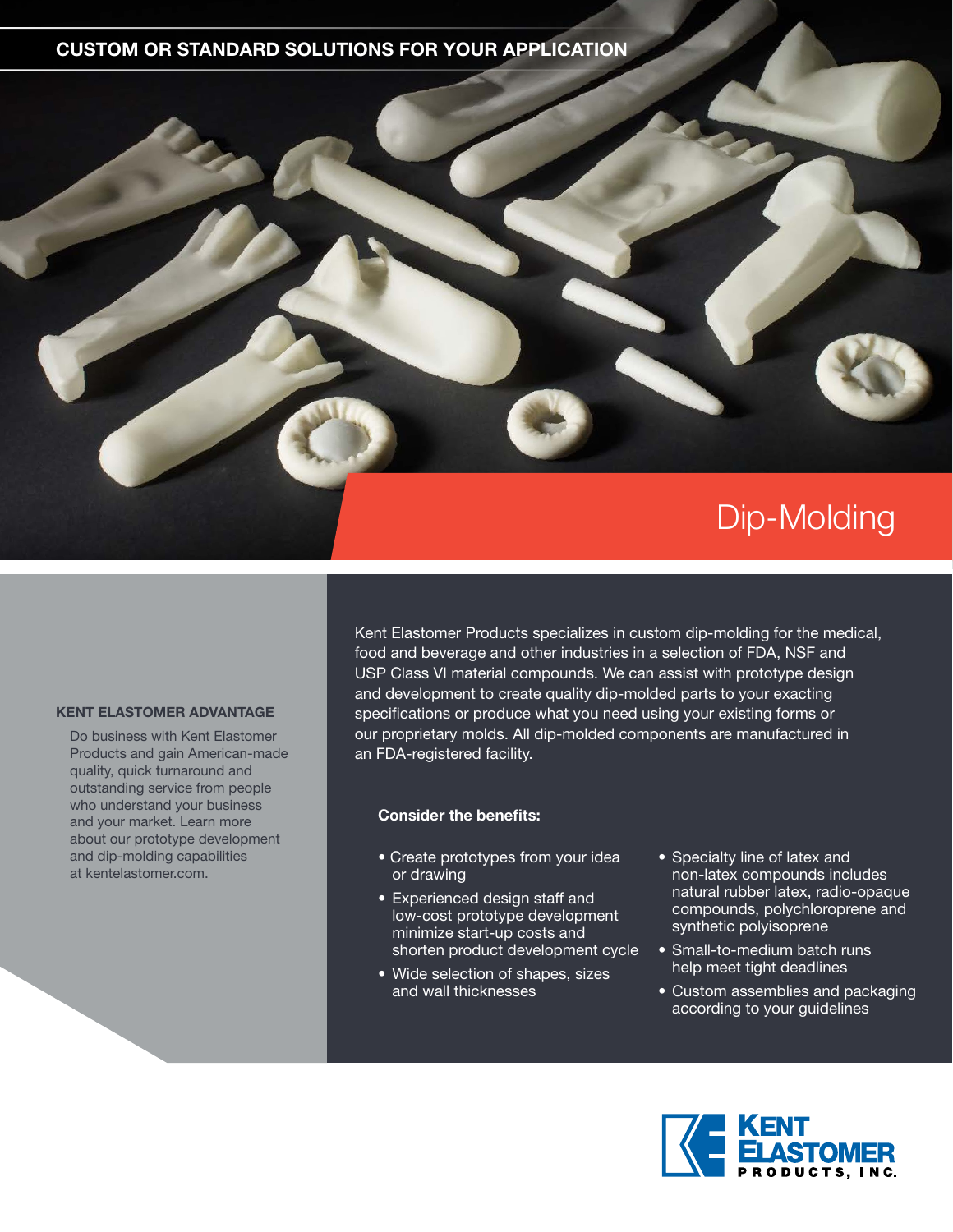CUSTOM OR STANDARD SOLUTIONS FOR YOUR APPLICATION

# Dip-Molding

Kent Elastomer Products specializes in custom dip-molding for the medical, food and beverage and other industries in a selection of FDA, NSF and USP Class VI material compounds. We can assist with prototype design and development to create quality dip-molded parts to your exacting specifications or produce what you need using your existing forms or our proprietary molds. All dip-molded components are manufactured in an FDA-registered facility.

**Consider the benefits:**

- Create prototypes from your idea or drawing
- Experienced design staff and low-cost prototype development minimize start-up costs and shorten product development cycle
- Wide selection of shapes, sizes and wall thicknesses
- Specialty line of latex and non-latex compounds includes natural rubber latex, radio-opaque compounds, polychloroprene and synthetic polyisoprene
- Small-to-medium batch runs help meet tight deadlines
- Custom assemblies and packaging according to your guidelines

**KENT ELASTOMER ADVANTAGE**

Do business with Kent Elastomer Products and gain American-made quality, quick turnaround and outstanding service from people who understand your business and your market. Learn more about our prototype development and dip-molding capabilities at kentelastomer.com.

KENT ELASTOMER PRODUCTS, INC.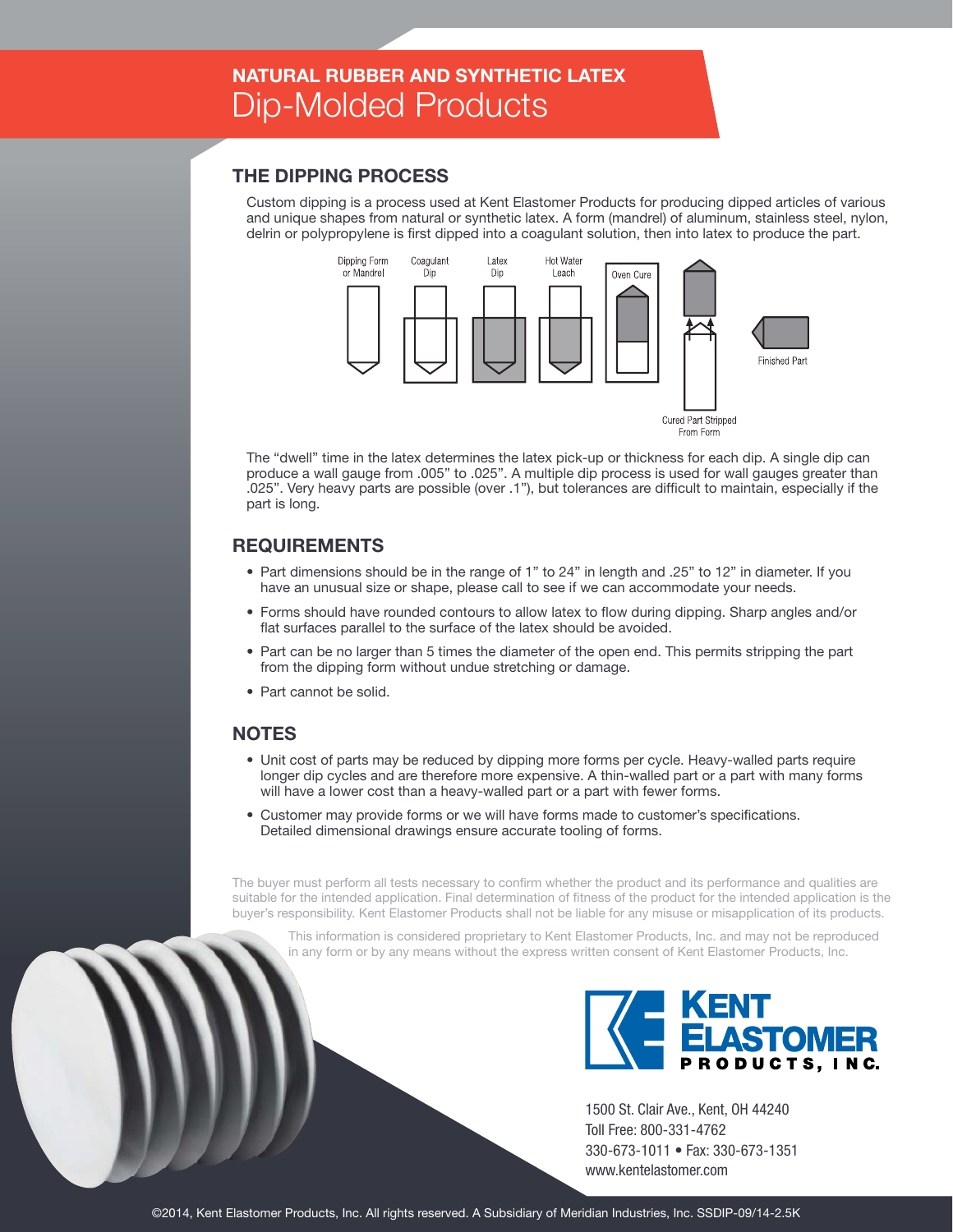## NATURAL RUBBER AND SYNTHETIC LATEX

# Dip-Molded Products

## THE DIPPING PROCESS

Custom dipping is a process used at Kent Elastomer Products for producing dipped articles of various and unique shapes from natural or synthetic latex. A form (mandrel) of aluminum, stainless steel, nylon, delrin or polypropylene is first dipped into a coagulant solution, then into latex to produce the part.

Dipping Form or Mandrel

Coagulant Dip

Latex Dip

Hot Water Leach

Oven Cure

Cured Part Stripped From Form

Finished Part

The "dwell" time in the latex determines the latex pick-up or thickness for each dip. A single dip can produce a wall gauge from .005" to .025". A multiple dip process is used for wall gauges greater than .025". Very heavy parts are possible (over .1"), but tolerances are difficult to maintain, especially if the part is long.

## REQUIREMENTS

- Part dimensions should be in the range of 1" to 24" in length and .25" to 12" in diameter. If you have an unusual size or shape, please call to see if we can accommodate your needs.
- Forms should have rounded contours to allow latex to flow during dipping. Sharp angles and/or flat surfaces parallel to the surface of the latex should be avoided.
- Part can be no larger than 5 times the diameter of the open end. This permits stripping the part from the dipping form without undue stretching or damage.
- Part cannot be solid.

## NOTES

- Unit cost of parts may be reduced by dipping more forms per cycle. Heavy-walled parts require longer dip cycles and are therefore more expensive. A thin-walled part or a part with many forms will have a lower cost than a heavy-walled part or a part with fewer forms.
- Customer may provide forms or we will have forms made to customer's specifications. Detailed dimensional drawings ensure accurate tooling of forms.

The buyer must perform all tests necessary to confirm whether the product and its performance and qualities are suitable for the intended application. Final determination of fitness of the product for the intended application is the buyer's responsibility. Kent Elastomer Products shall not be liable for any misuse or misapplication of its products.

This information is considered proprietary to Kent Elastomer Products, Inc. and may not be reproduced in any form or by any means without the express written consent of Kent Elastomer Products, Inc.

KENT ELASTOMER PRODUCTS, INC.

1500 St. Clair Ave., Kent, OH 44240
Toll Free: 800-331-4762
330-673-1011 • Fax: 330-673-1351
www.kentelastomer.com

©2014, Kent Elastomer Products, Inc. All rights reserved. A Subsidiary of Meridian Industries, Inc. SSDIP-09/14-2.5K